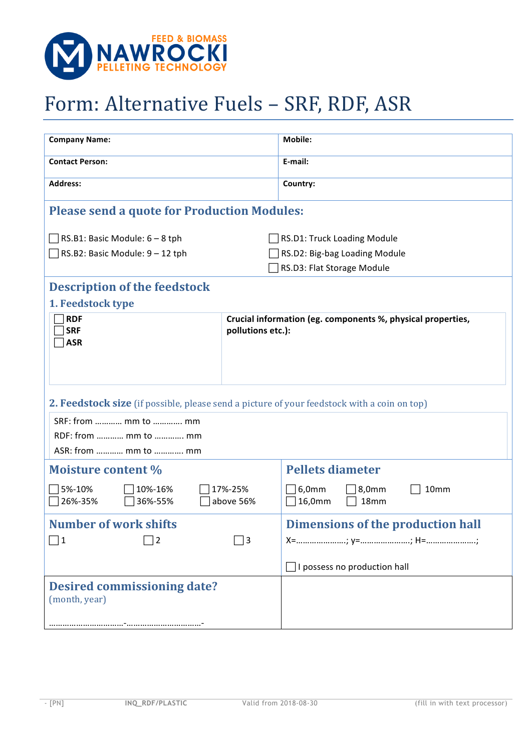FEED & BIOMASS
NAWROCKI
PELLETING TECHNOLOGY

# Form: Alternative Fuels – SRF, RDF, ASR

| **Company Name:** | **Mobile:** |
|---|---|
| **Contact Person:** | **E-mail:** |
| **Address:** | **Country:** |

## Please send a quote for Production Modules:

- ☐ RS.B1: Basic Module: 6 – 8 tph
- ☐ RS.B2: Basic Module: 9 – 12 tph
- ☐ RS.D1: Truck Loading Module
- ☐ RS.D2: Big-bag Loading Module
- ☐ RS.D3: Flat Storage Module

## Description of the feedstock

### 1. Feedstock type

| ☐ **RDF**<br>☐ **SRF**<br>☐ **ASR** | **Crucial information (eg. components %, physical properties, pollutions etc.):** |
|---|---|

### 2. Feedstock size (if possible, please send a picture of your feedstock with a coin on top)

SRF: from ………… mm to …………. mm

RDF: from ………… mm to …………. mm

ASR: from ………… mm to …………. mm

## Moisture content %

- ☐ 5%-10%
- ☐ 10%-16%
- ☐ 17%-25%
- ☐ 26%-35%
- ☐ 36%-55%
- ☐ above 56%

## Pellets diameter

- ☐ 6,0mm
- ☐ 8,0mm
- ☐ 10mm
- ☐ 16,0mm
- ☐ 18mm

## Number of work shifts

- ☐ 1
- ☐ 2
- ☐ 3

## Dimensions of the production hall

X=…………………; y=…………………; H=…………………;

☐ I possess no production hall

## Desired commissioning date?

(month, year)

……………………………-…………………………….-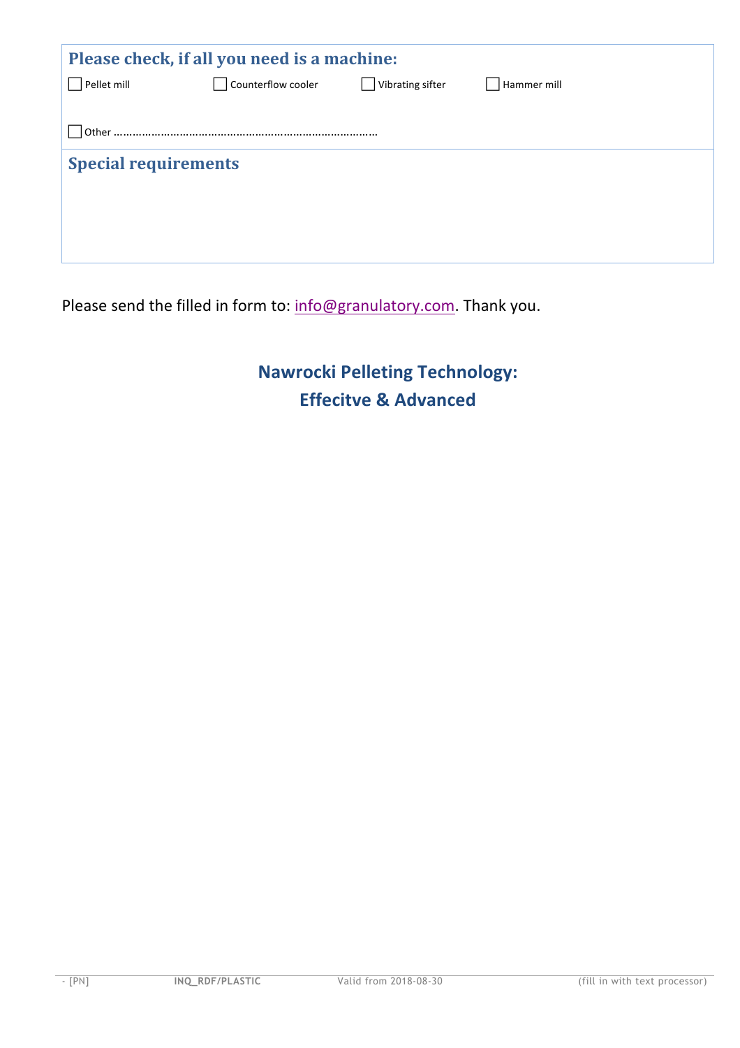## Please check, if all you need is a machine:

☐ Pellet mill ☐ Counterflow cooler ☐ Vibrating sifter ☐ Hammer mill

☐ Other ……………………………………………………………………………

## Special requirements

Please send the filled in form to: info@granulatory.com. Thank you.

**Nawrocki Pelleting Technology:**
**Effecitve & Advanced**